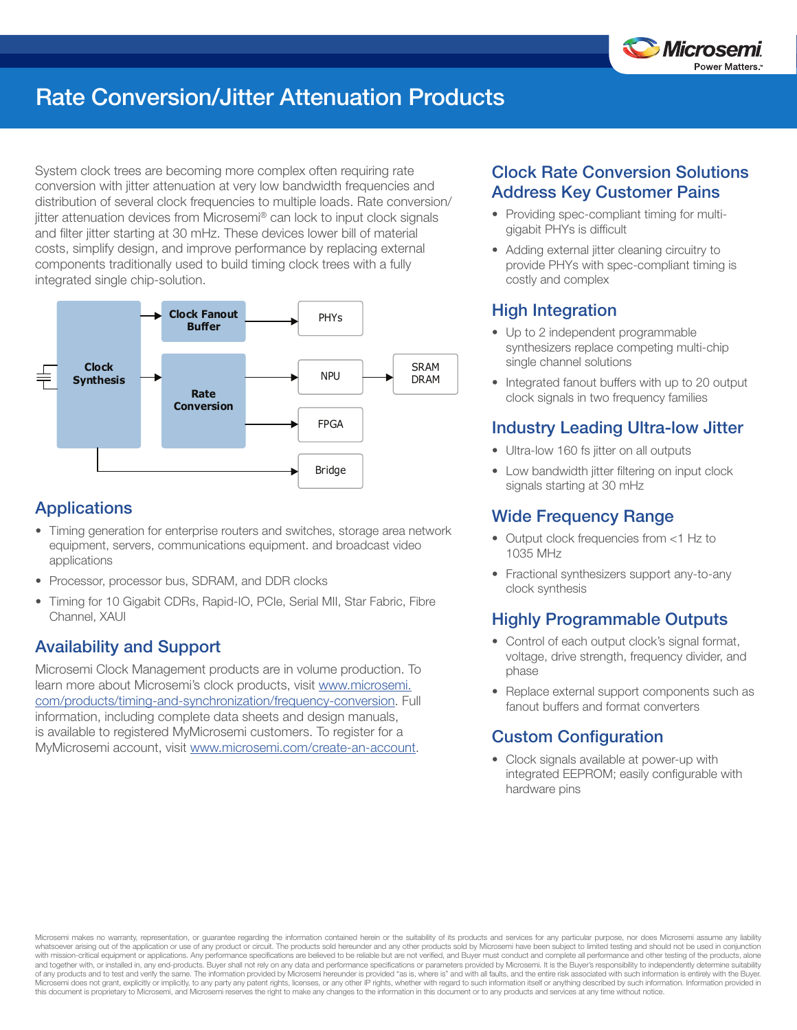# Rate Conversion/Jitter Attenuation Products

System clock trees are becoming more complex often requiring rate conversion with jitter attenuation at very low bandwidth frequencies and distribution of several clock frequencies to multiple loads. Rate conversion/jitter attenuation devices from Microsemi® can lock to input clock signals and filter jitter starting at 30 mHz. These devices lower bill of material costs, simplify design, and improve performance by replacing external components traditionally used to build timing clock trees with a fully integrated single chip-solution.

Clock Synthesis
Clock Fanout Buffer
Rate Conversion
PHYs
NPU
SRAM DRAM
FPGA
Bridge

## Applications

- Timing generation for enterprise routers and switches, storage area network equipment, servers, communications equipment. and broadcast video applications
- Processor, processor bus, SDRAM, and DDR clocks
- Timing for 10 Gigabit CDRs, Rapid-IO, PCIe, Serial MII, Star Fabric, Fibre Channel, XAUI

## Availability and Support

Microsemi Clock Management products are in volume production. To learn more about Microsemi's clock products, visit www.microsemi.com/products/timing-and-synchronization/frequency-conversion. Full information, including complete data sheets and design manuals, is available to registered MyMicrosemi customers. To register for a MyMicrosemi account, visit www.microsemi.com/create-an-account.

## Clock Rate Conversion Solutions Address Key Customer Pains

- Providing spec-compliant timing for multi-gigabit PHYs is difficult
- Adding external jitter cleaning circuitry to provide PHYs with spec-compliant timing is costly and complex

## High Integration

- Up to 2 independent programmable synthesizers replace competing multi-chip single channel solutions
- Integrated fanout buffers with up to 20 output clock signals in two frequency families

## Industry Leading Ultra-low Jitter

- Ultra-low 160 fs jitter on all outputs
- Low bandwidth jitter filtering on input clock signals starting at 30 mHz

## Wide Frequency Range

- Output clock frequencies from <1 Hz to 1035 MHz
- Fractional synthesizers support any-to-any clock synthesis

## Highly Programmable Outputs

- Control of each output clock's signal format, voltage, drive strength, frequency divider, and phase
- Replace external support components such as fanout buffers and format converters

## Custom Configuration

- Clock signals available at power-up with integrated EEPROM; easily configurable with hardware pins

Microsemi makes no warranty, representation, or guarantee regarding the information contained herein or the suitability of its products and services for any particular purpose, nor does Microsemi assume any liability whatsoever arising out of the application or use of any product or circuit. The products sold hereunder and any other products sold by Microsemi have been subject to limited testing and should not be used in conjunction with mission-critical equipment or applications. Any performance specifications are believed to be reliable but are not verified, and Buyer must conduct and complete all performance and other testing of the products, alone and together with, or installed in, any end-products. Buyer shall not rely on any data and performance specifications or parameters provided by Microsemi. It is the Buyer's responsibility to independently determine suitability of any products and to test and verify the same. The information provided by Microsemi hereunder is provided "as is, where is" and with all faults, and the entire risk associated with such information is entirely with the Buyer. Microsemi does not grant, explicitly or implicitly, to any party any patent rights, licenses, or any other IP rights, whether with regard to such information itself or anything described by such information. Information provided in this document is proprietary to Microsemi, and Microsemi reserves the right to make any changes to the information in this document or to any products and services at any time without notice.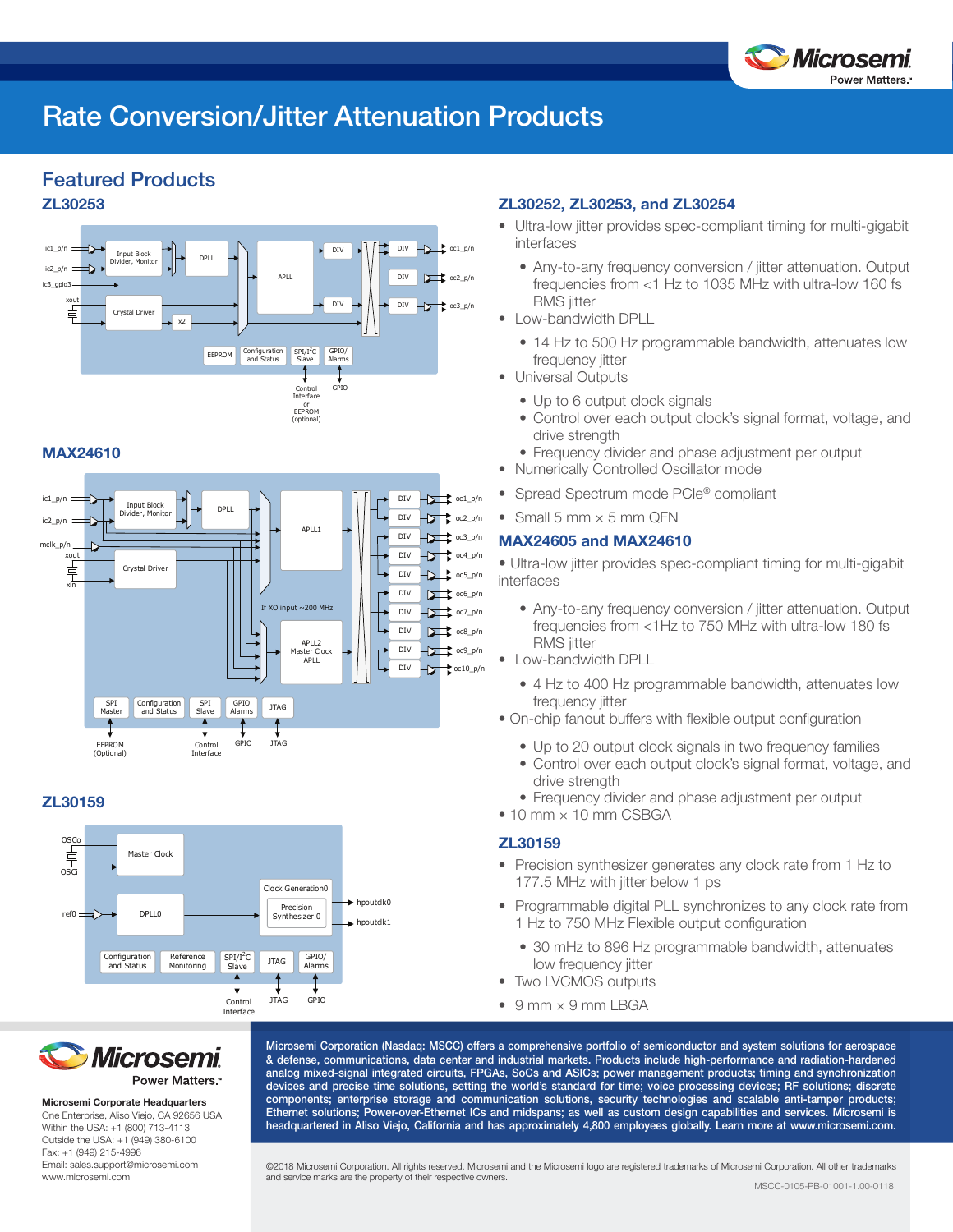# Rate Conversion/Jitter Attenuation Products

## Featured Products

### ZL30253

ic1_p/n
ic2_p/n
ic3_gpio3
xout
Input Block Divider, Monitor
DPLL
APLL
DIV
DIV
DIV
DIV
DIV
oc1_p/n
oc2_p/n
oc3_p/n
Crystal Driver
x2
EEPROM
Configuration and Status
SPI/I²C Slave
GPIO/ Alarms
Control Interface or EEPROM (optional)
GPIO

### MAX24610

ic1_p/n
ic2_p/n
mclk_p/n
xout
xin
Input Block Divider, Monitor
DPLL
APLL1
Crystal Driver
If XO input ~200 MHz
APLL2 Master Clock APLL
DIV
oc1_p/n
oc2_p/n
oc3_p/n
oc4_p/n
oc5_p/n
oc6_p/n
oc7_p/n
oc8_p/n
oc9_p/n
oc10_p/n
SPI Master
Configuration and Status
SPI Slave
GPIO Alarms
JTAG
EEPROM (Optional)
Control Interface
GPIO
JTAG

### ZL30159

OSCo
OSCi
Master Clock
ref0
DPLL0
Clock Generation0
Precision Synthesizer 0
hpoutdk0
hpoutdk1
Configuration and Status
Reference Monitoring
SPI/I²C Slave
JTAG
GPIO/ Alarms
Control Interface
JTAG
GPIO

### ZL30252, ZL30253, and ZL30254

- Ultra-low jitter provides spec-compliant timing for multi-gigabit interfaces
  - Any-to-any frequency conversion / jitter attenuation. Output frequencies from <1 Hz to 1035 MHz with ultra-low 160 fs RMS jitter
- Low-bandwidth DPLL
  - 14 Hz to 500 Hz programmable bandwidth, attenuates low frequency jitter
- Universal Outputs
  - Up to 6 output clock signals
  - Control over each output clock's signal format, voltage, and drive strength
  - Frequency divider and phase adjustment per output
- Numerically Controlled Oscillator mode
- Spread Spectrum mode PCIe® compliant
- Small 5 mm × 5 mm QFN

### MAX24605 and MAX24610

- Ultra-low jitter provides spec-compliant timing for multi-gigabit interfaces
  - Any-to-any frequency conversion / jitter attenuation. Output frequencies from <1Hz to 750 MHz with ultra-low 180 fs RMS jitter
- Low-bandwidth DPLL
  - 4 Hz to 400 Hz programmable bandwidth, attenuates low frequency jitter
- On-chip fanout buffers with flexible output configuration
  - Up to 20 output clock signals in two frequency families
  - Control over each output clock's signal format, voltage, and drive strength
  - Frequency divider and phase adjustment per output
- 10 mm × 10 mm CSBGA

### ZL30159

- Precision synthesizer generates any clock rate from 1 Hz to 177.5 MHz with jitter below 1 ps
- Programmable digital PLL synchronizes to any clock rate from 1 Hz to 750 MHz Flexible output configuration
  - 30 mHz to 896 Hz programmable bandwidth, attenuates low frequency jitter
- Two LVCMOS outputs
- 9 mm × 9 mm LBGA

Microsemi Power Matters.™

**Microsemi Corporate Headquarters**
One Enterprise, Aliso Viejo, CA 92656 USA
Within the USA: +1 (800) 713-4113
Outside the USA: +1 (949) 380-6100
Fax: +1 (949) 215-4996
Email: sales.support@microsemi.com
www.microsemi.com

Microsemi Corporation (Nasdaq: MSCC) offers a comprehensive portfolio of semiconductor and system solutions for aerospace & defense, communications, data center and industrial markets. Products include high-performance and radiation-hardened analog mixed-signal integrated circuits, FPGAs, SoCs and ASICs; power management products; timing and synchronization devices and precise time solutions, setting the world's standard for time; voice processing devices; RF solutions; discrete components; enterprise storage and communication solutions, security technologies and scalable anti-tamper products; Ethernet solutions; Power-over-Ethernet ICs and midspans; as well as custom design capabilities and services. Microsemi is headquartered in Aliso Viejo, California and has approximately 4,800 employees globally. Learn more at www.microsemi.com.

©2018 Microsemi Corporation. All rights reserved. Microsemi and the Microsemi logo are registered trademarks of Microsemi Corporation. All other trademarks and service marks are the property of their respective owners.

MSCC-0105-PB-01001-1.00-0118